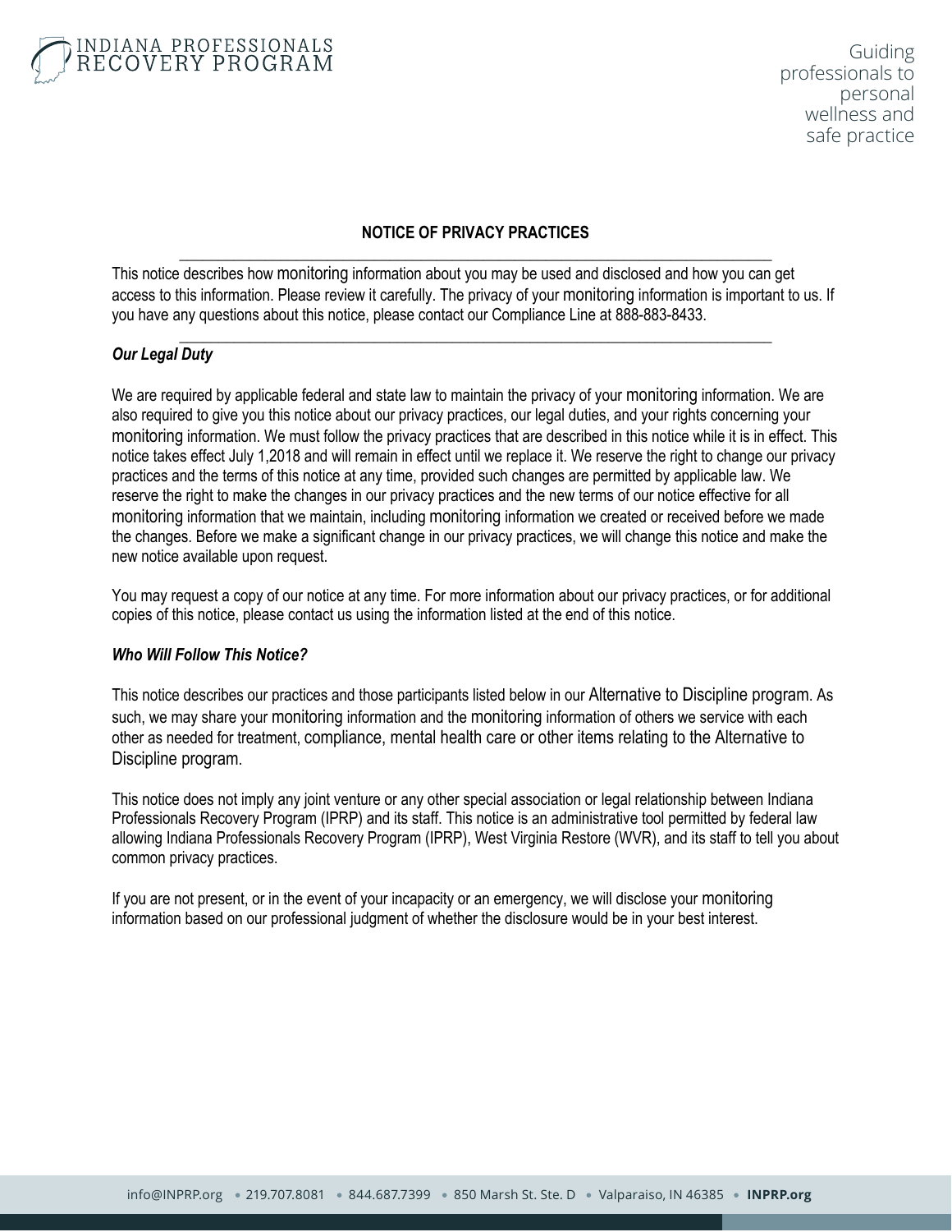# NOTICE OF PRIVACY PRACTICES

---

This notice describes how monitoring information about you may be used and disclosed and how you can get access to this information. Please review it carefully. The privacy of your monitoring information is important to us. If you have any questions about this notice, please contact our Compliance Line at 888-883-8433.

---

### *Our Legal Duty*

We are required by applicable federal and state law to maintain the privacy of your monitoring information. We are also required to give you this notice about our privacy practices, our legal duties, and your rights concerning your monitoring information. We must follow the privacy practices that are described in this notice while it is in effect. This notice takes effect July 1,2018 and will remain in effect until we replace it. We reserve the right to change our privacy practices and the terms of this notice at any time, provided such changes are permitted by applicable law. We reserve the right to make the changes in our privacy practices and the new terms of our notice effective for all monitoring information that we maintain, including monitoring information we created or received before we made the changes. Before we make a significant change in our privacy practices, we will change this notice and make the new notice available upon request.

You may request a copy of our notice at any time. For more information about our privacy practices, or for additional copies of this notice, please contact us using the information listed at the end of this notice.

### *Who Will Follow This Notice?*

This notice describes our practices and those participants listed below in our Alternative to Discipline program. As such, we may share your monitoring information and the monitoring information of others we service with each other as needed for treatment, compliance, mental health care or other items relating to the Alternative to Discipline program.

This notice does not imply any joint venture or any other special association or legal relationship between Indiana Professionals Recovery Program (IPRP) and its staff. This notice is an administrative tool permitted by federal law allowing Indiana Professionals Recovery Program (IPRP), West Virginia Restore (WVR), and its staff to tell you about common privacy practices.

If you are not present, or in the event of your incapacity or an emergency, we will disclose your monitoring information based on our professional judgment of whether the disclosure would be in your best interest.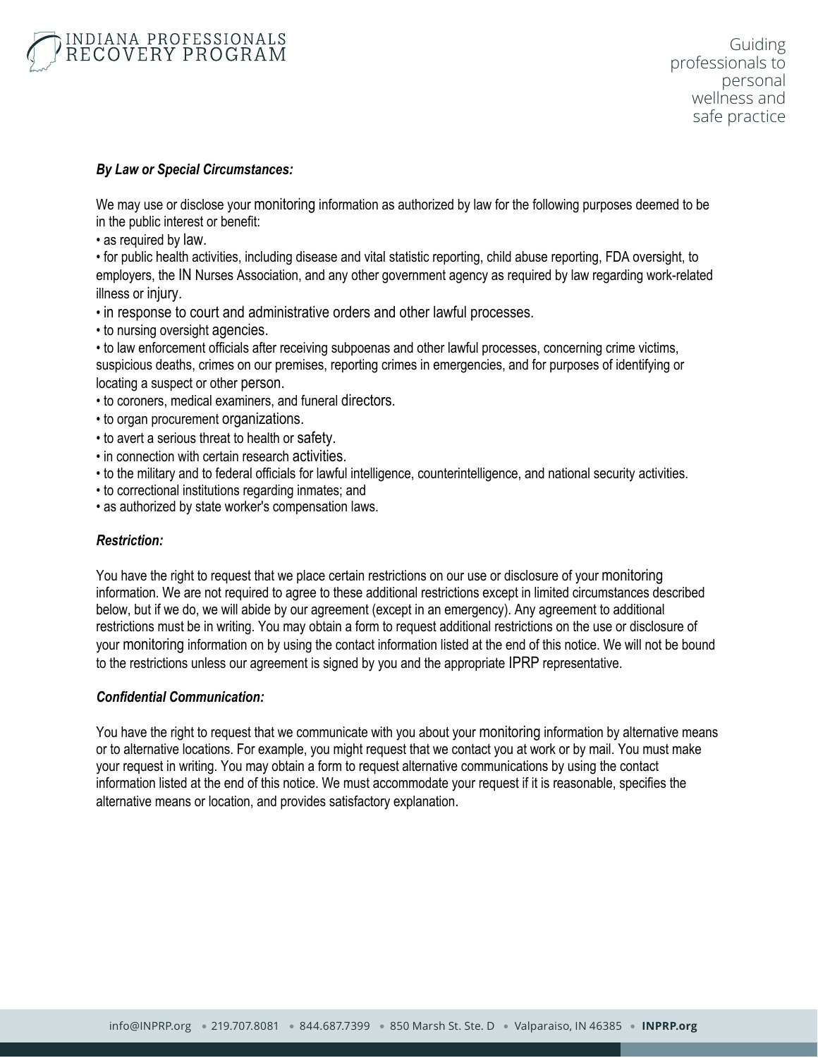***By Law or Special Circumstances:***

We may use or disclose your monitoring information as authorized by law for the following purposes deemed to be in the public interest or benefit:

- as required by law.
- for public health activities, including disease and vital statistic reporting, child abuse reporting, FDA oversight, to employers, the IN Nurses Association, and any other government agency as required by law regarding work-related illness or injury.
- in response to court and administrative orders and other lawful processes.
- to nursing oversight agencies.
- to law enforcement officials after receiving subpoenas and other lawful processes, concerning crime victims, suspicious deaths, crimes on our premises, reporting crimes in emergencies, and for purposes of identifying or locating a suspect or other person.
- to coroners, medical examiners, and funeral directors.
- to organ procurement organizations.
- to avert a serious threat to health or safety.
- in connection with certain research activities.
- to the military and to federal officials for lawful intelligence, counterintelligence, and national security activities.
- to correctional institutions regarding inmates; and
- as authorized by state worker's compensation laws.

***Restriction:***

You have the right to request that we place certain restrictions on our use or disclosure of your monitoring information. We are not required to agree to these additional restrictions except in limited circumstances described below, but if we do, we will abide by our agreement (except in an emergency). Any agreement to additional restrictions must be in writing. You may obtain a form to request additional restrictions on the use or disclosure of your monitoring information on by using the contact information listed at the end of this notice. We will not be bound to the restrictions unless our agreement is signed by you and the appropriate IPRP representative.

***Confidential Communication:***

You have the right to request that we communicate with you about your monitoring information by alternative means or to alternative locations. For example, you might request that we contact you at work or by mail. You must make your request in writing. You may obtain a form to request alternative communications by using the contact information listed at the end of this notice. We must accommodate your request if it is reasonable, specifies the alternative means or location, and provides satisfactory explanation.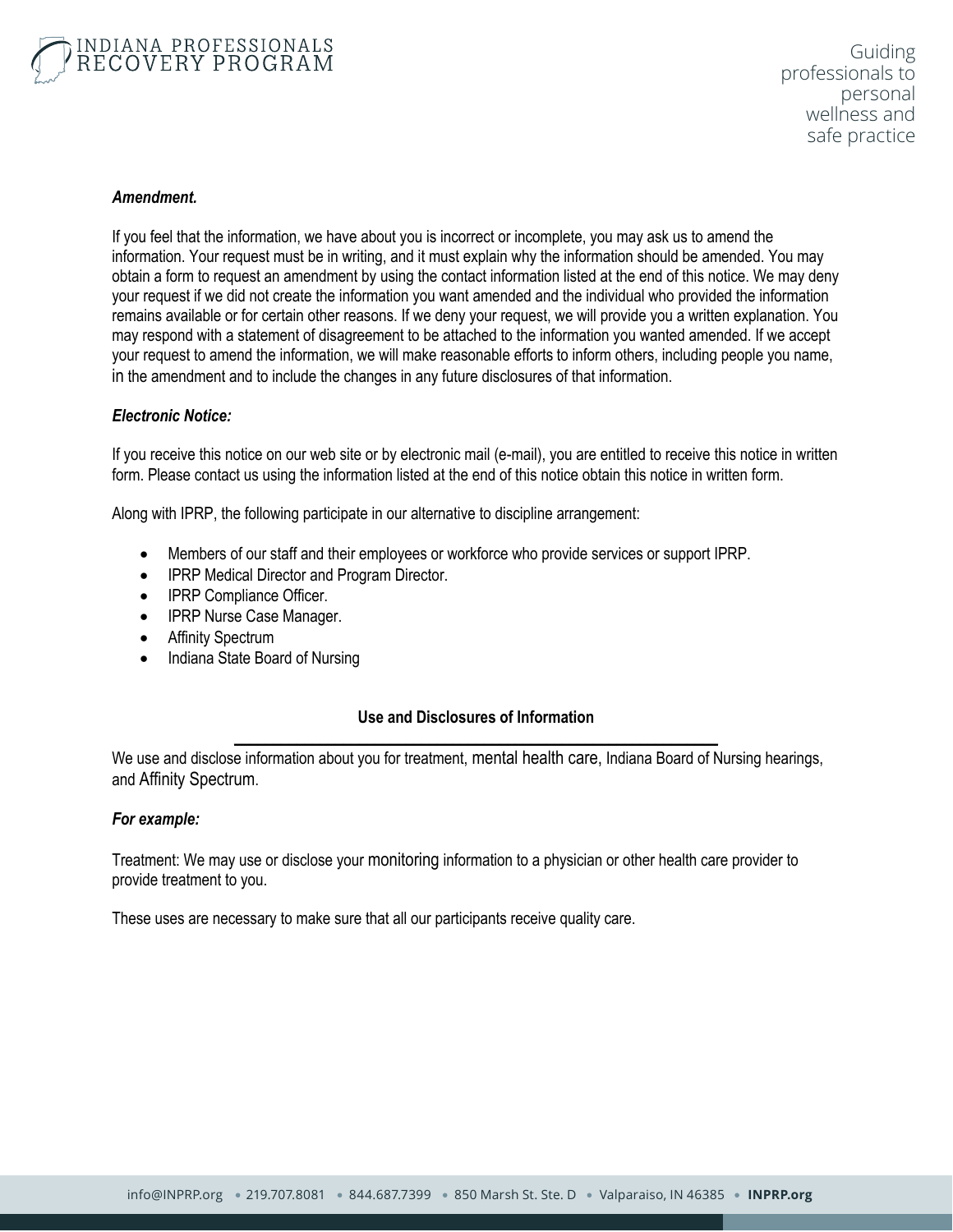***Amendment.***

If you feel that the information, we have about you is incorrect or incomplete, you may ask us to amend the information. Your request must be in writing, and it must explain why the information should be amended. You may obtain a form to request an amendment by using the contact information listed at the end of this notice. We may deny your request if we did not create the information you want amended and the individual who provided the information remains available or for certain other reasons. If we deny your request, we will provide you a written explanation. You may respond with a statement of disagreement to be attached to the information you wanted amended. If we accept your request to amend the information, we will make reasonable efforts to inform others, including people you name, in the amendment and to include the changes in any future disclosures of that information.

***Electronic Notice:***

If you receive this notice on our web site or by electronic mail (e-mail), you are entitled to receive this notice in written form. Please contact us using the information listed at the end of this notice obtain this notice in written form.

Along with IPRP, the following participate in our alternative to discipline arrangement:

- Members of our staff and their employees or workforce who provide services or support IPRP.
- IPRP Medical Director and Program Director.
- IPRP Compliance Officer.
- IPRP Nurse Case Manager.
- Affinity Spectrum
- Indiana State Board of Nursing

**Use and Disclosures of Information**

We use and disclose information about you for treatment, mental health care, Indiana Board of Nursing hearings, and Affinity Spectrum.

***For example:***

Treatment: We may use or disclose your monitoring information to a physician or other health care provider to provide treatment to you.

These uses are necessary to make sure that all our participants receive quality care.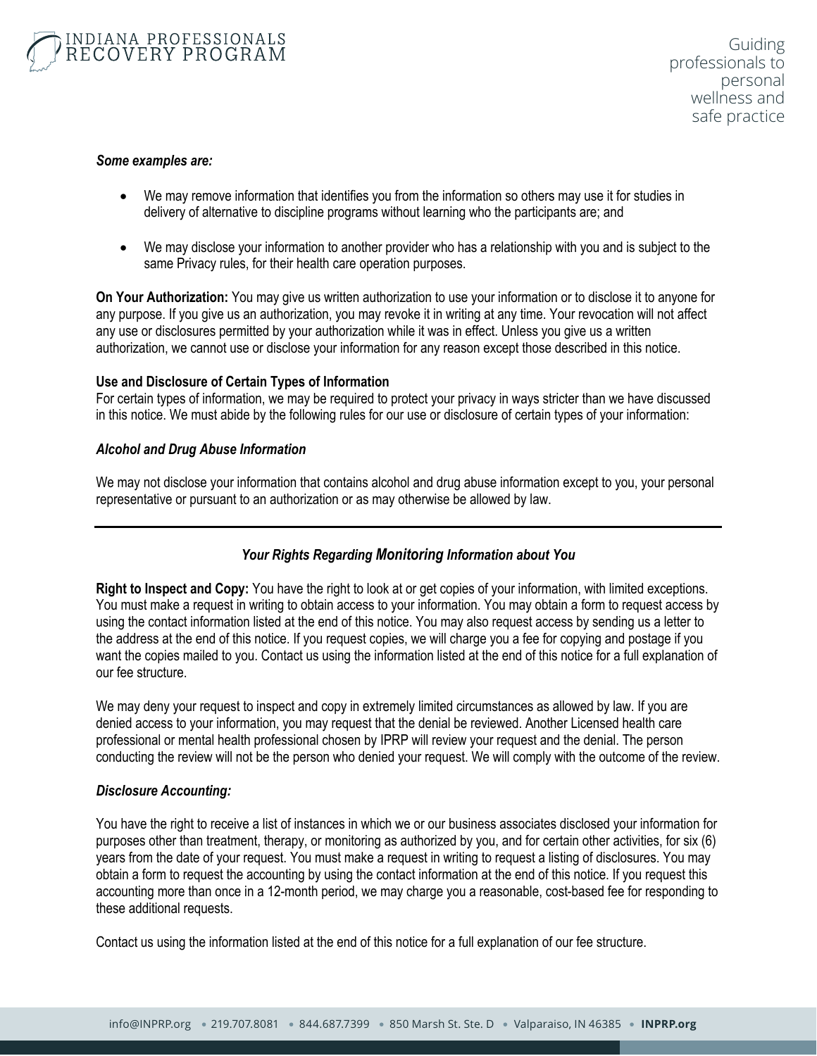***Some examples are:***

- We may remove information that identifies you from the information so others may use it for studies in delivery of alternative to discipline programs without learning who the participants are; and
- We may disclose your information to another provider who has a relationship with you and is subject to the same Privacy rules, for their health care operation purposes.

**On Your Authorization:** You may give us written authorization to use your information or to disclose it to anyone for any purpose. If you give us an authorization, you may revoke it in writing at any time. Your revocation will not affect any use or disclosures permitted by your authorization while it was in effect. Unless you give us a written authorization, we cannot use or disclose your information for any reason except those described in this notice.

**Use and Disclosure of Certain Types of Information**

For certain types of information, we may be required to protect your privacy in ways stricter than we have discussed in this notice. We must abide by the following rules for our use or disclosure of certain types of your information:

***Alcohol and Drug Abuse Information***

We may not disclose your information that contains alcohol and drug abuse information except to you, your personal representative or pursuant to an authorization or as may otherwise be allowed by law.

---

***Your Rights Regarding Monitoring Information about You***

**Right to Inspect and Copy:** You have the right to look at or get copies of your information, with limited exceptions. You must make a request in writing to obtain access to your information. You may obtain a form to request access by using the contact information listed at the end of this notice. You may also request access by sending us a letter to the address at the end of this notice. If you request copies, we will charge you a fee for copying and postage if you want the copies mailed to you. Contact us using the information listed at the end of this notice for a full explanation of our fee structure.

We may deny your request to inspect and copy in extremely limited circumstances as allowed by law. If you are denied access to your information, you may request that the denial be reviewed. Another Licensed health care professional or mental health professional chosen by IPRP will review your request and the denial. The person conducting the review will not be the person who denied your request. We will comply with the outcome of the review.

***Disclosure Accounting:***

You have the right to receive a list of instances in which we or our business associates disclosed your information for purposes other than treatment, therapy, or monitoring as authorized by you, and for certain other activities, for six (6) years from the date of your request. You must make a request in writing to request a listing of disclosures. You may obtain a form to request the accounting by using the contact information at the end of this notice. If you request this accounting more than once in a 12-month period, we may charge you a reasonable, cost-based fee for responding to these additional requests.

Contact us using the information listed at the end of this notice for a full explanation of our fee structure.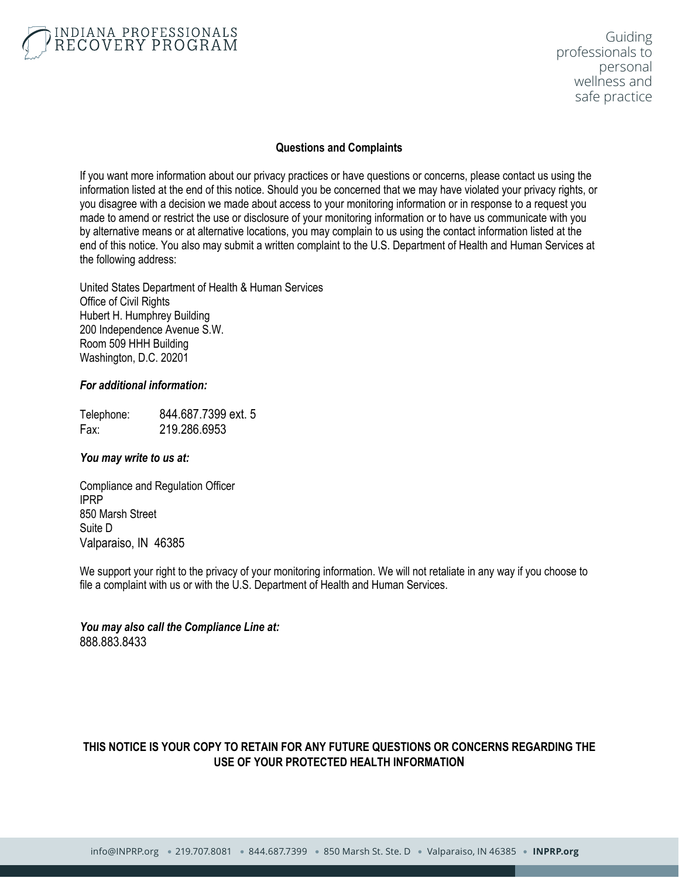## Questions and Complaints

If you want more information about our privacy practices or have questions or concerns, please contact us using the information listed at the end of this notice. Should you be concerned that we may have violated your privacy rights, or you disagree with a decision we made about access to your monitoring information or in response to a request you made to amend or restrict the use or disclosure of your monitoring information or to have us communicate with you by alternative means or at alternative locations, you may complain to us using the contact information listed at the end of this notice. You also may submit a written complaint to the U.S. Department of Health and Human Services at the following address:

United States Department of Health & Human Services
Office of Civil Rights
Hubert H. Humphrey Building
200 Independence Avenue S.W.
Room 509 HHH Building
Washington, D.C. 20201

***For additional information:***

Telephone: 844.687.7399 ext. 5
Fax: 219.286.6953

***You may write to us at:***

Compliance and Regulation Officer
IPRP
850 Marsh Street
Suite D
Valparaiso, IN 46385

We support your right to the privacy of your monitoring information. We will not retaliate in any way if you choose to file a complaint with us or with the U.S. Department of Health and Human Services.

***You may also call the Compliance Line at:***
888.883.8433

**THIS NOTICE IS YOUR COPY TO RETAIN FOR ANY FUTURE QUESTIONS OR CONCERNS REGARDING THE USE OF YOUR PROTECTED HEALTH INFORMATION**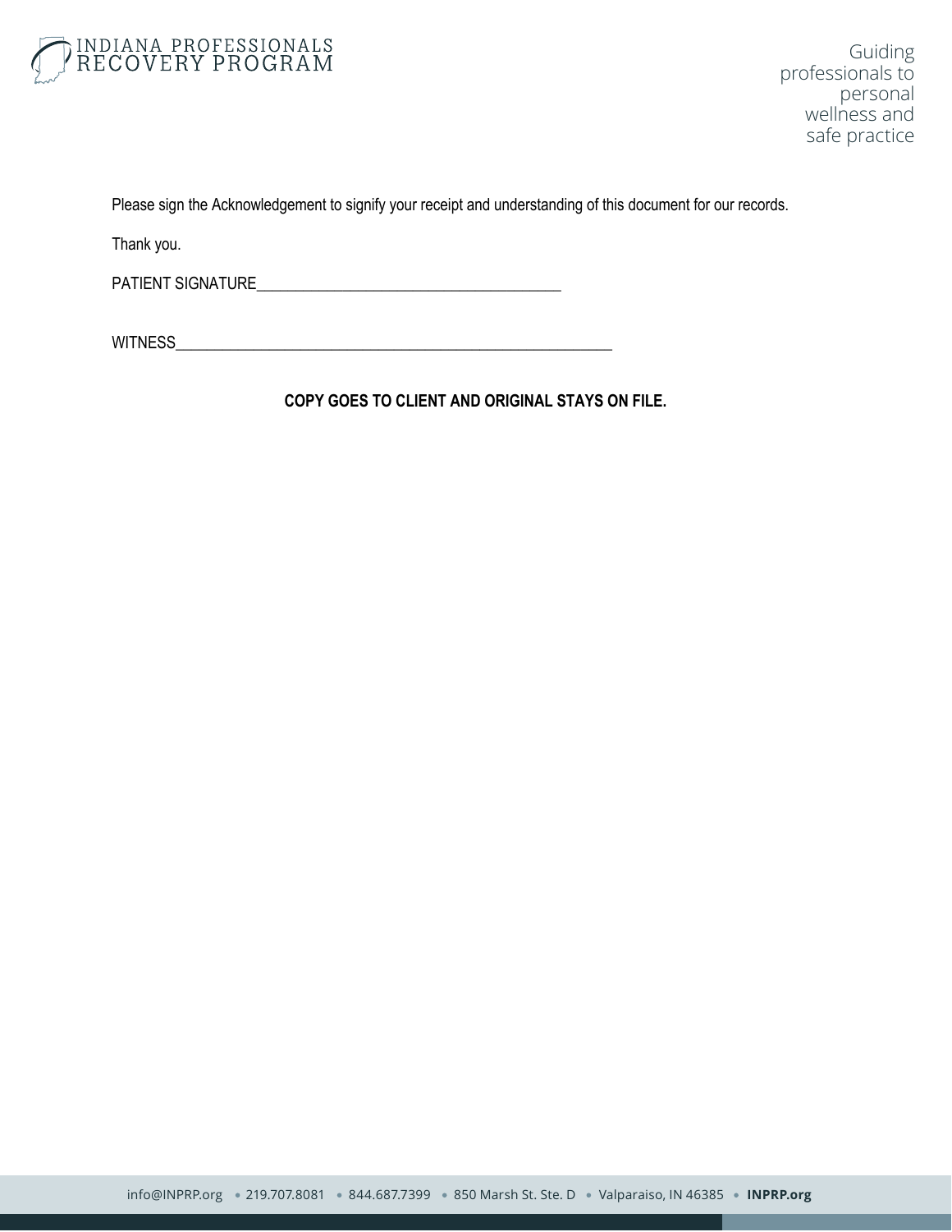Please sign the Acknowledgement to signify your receipt and understanding of this document for our records.

Thank you.

PATIENT SIGNATURE________________________________________

WITNESS__________________________________________________________

**COPY GOES TO CLIENT AND ORIGINAL STAYS ON FILE.**